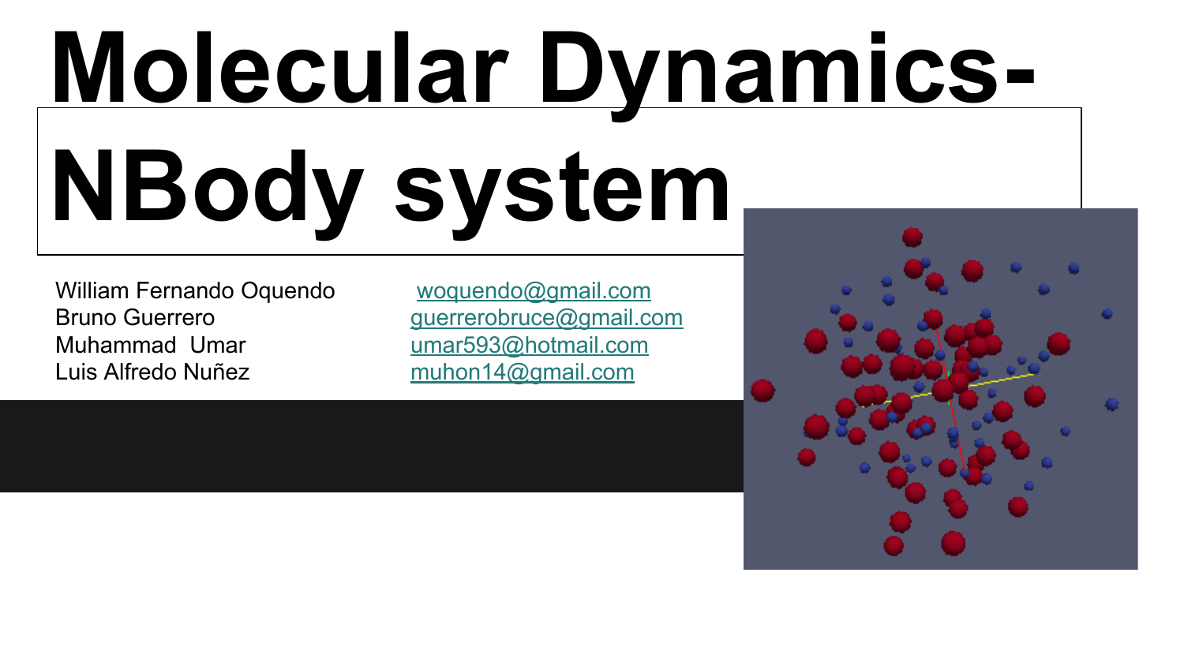# Molecular Dynamics-NBody system

William Fernando Oquendo — woquendo@gmail.com
Bruno Guerrero — guerrerobruce@gmail.com
Muhammad Umar — umar593@hotmail.com
Luis Alfredo Nuñez — muhon14@gmail.com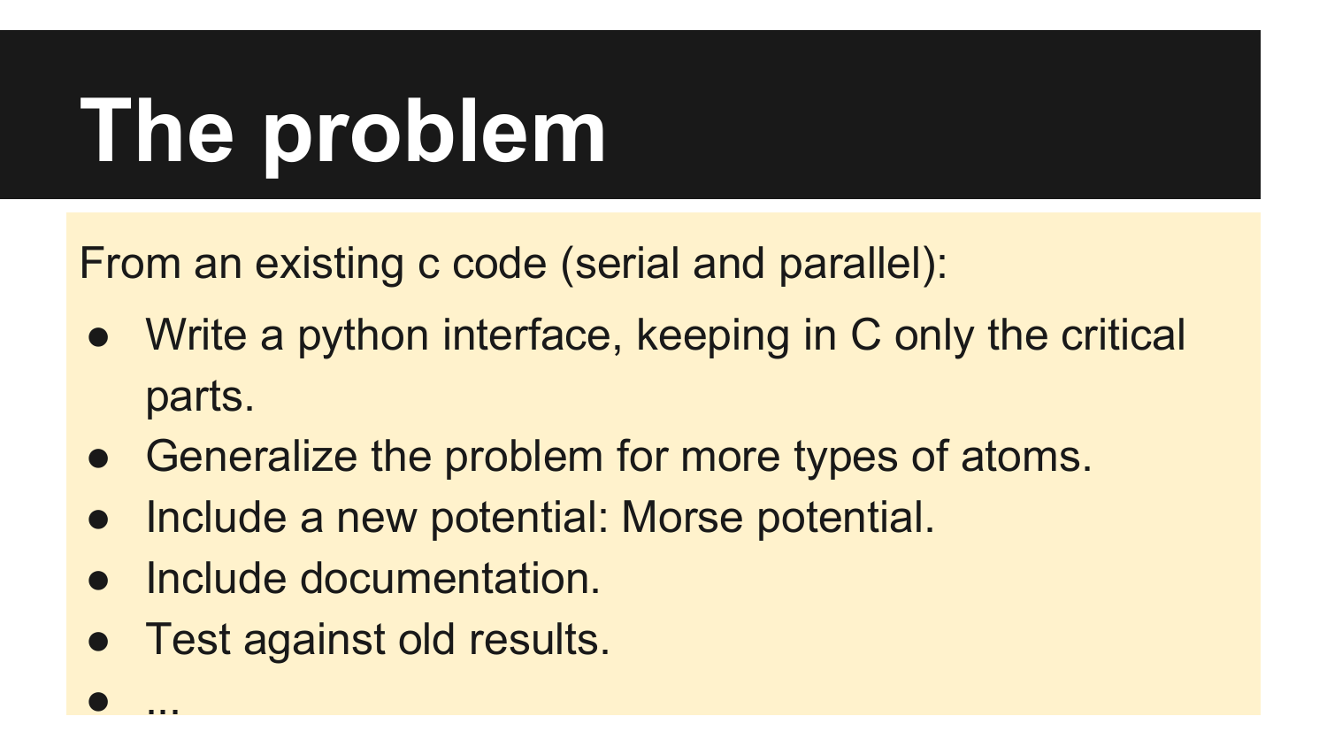# The problem

From an existing c code (serial and parallel):

- Write a python interface, keeping in C only the critical parts.
- Generalize the problem for more types of atoms.
- Include a new potential: Morse potential.
- Include documentation.
- Test against old results.
- ...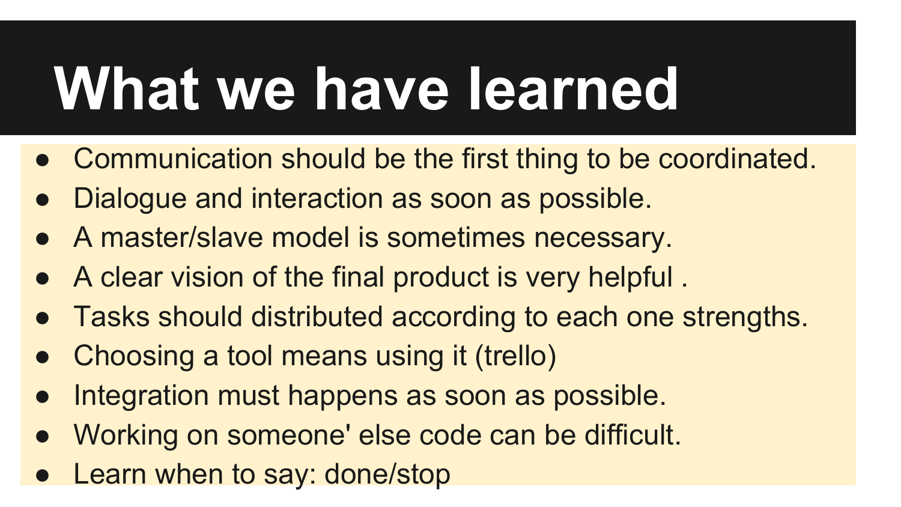# What we have learned

- Communication should be the first thing to be coordinated.
- Dialogue and interaction as soon as possible.
- A master/slave model is sometimes necessary.
- A clear vision of the final product is very helpful .
- Tasks should distributed according to each one strengths.
- Choosing a tool means using it (trello)
- Integration must happens as soon as possible.
- Working on someone' else code can be difficult.
- Learn when to say: done/stop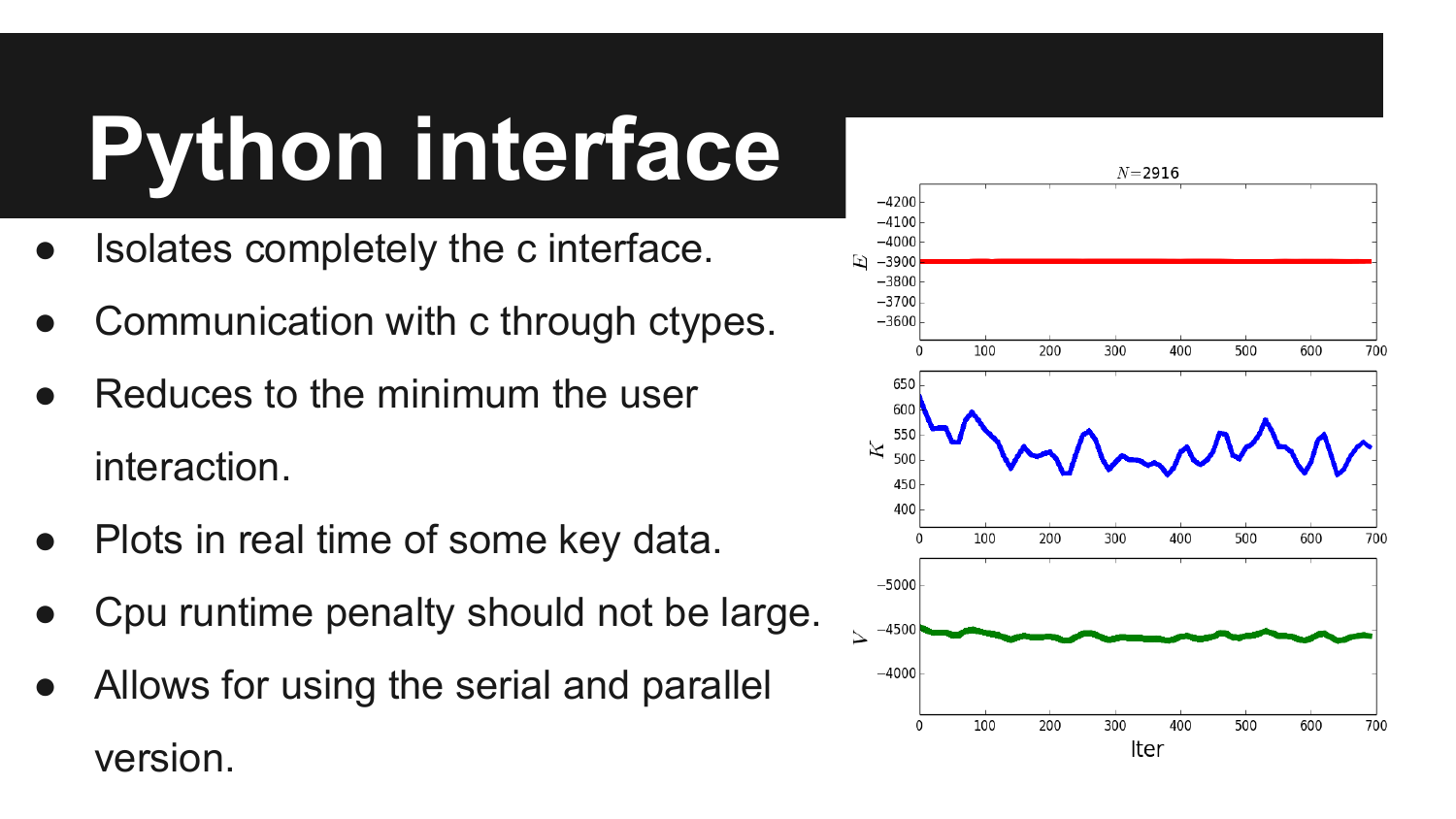# Python interface

- Isolates completely the c interface.
- Communication with c through ctypes.
- Reduces to the minimum the user interaction.
- Plots in real time of some key data.
- Cpu runtime penalty should not be large.
- Allows for using the serial and parallel version.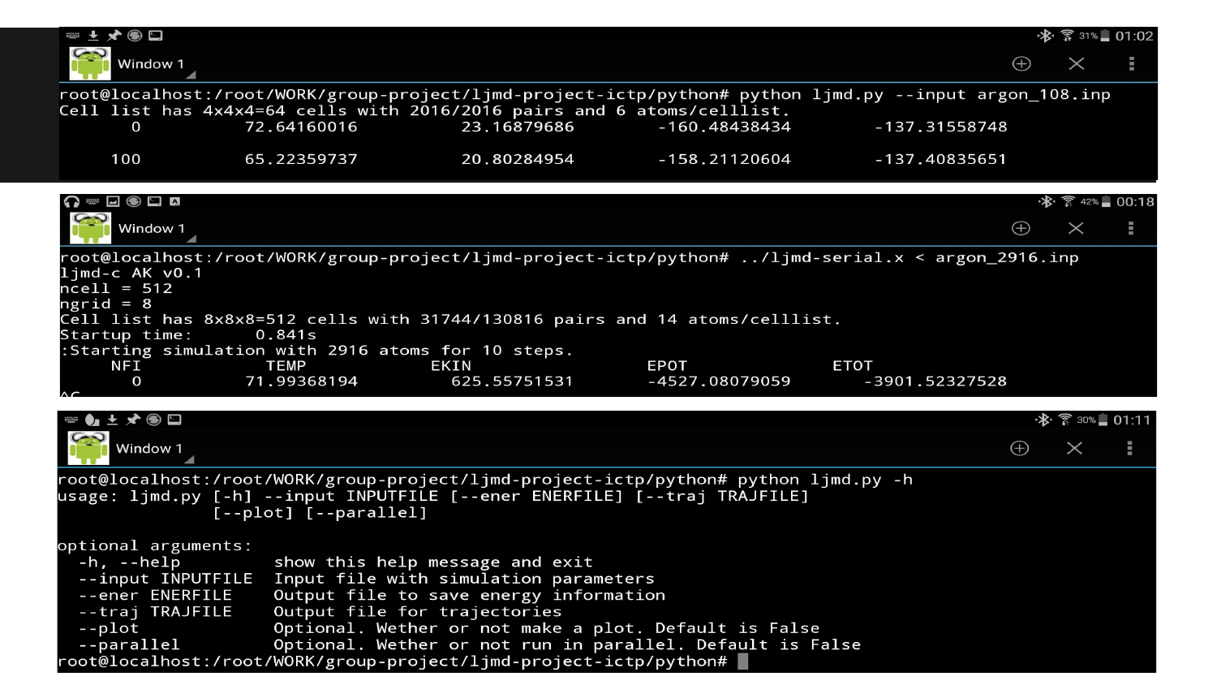```
root@localhost:/root/WORK/group-project/ljmd-project-ictp/python# python ljmd.py --input argon_108.inp
Cell list has 4x4x4=64 cells with 2016/2016 pairs and 6 atoms/celllist.
       0          72.64160016         23.16879686         -160.48438434         -137.31558748

     100          65.22359737         20.80284954         -158.21120604         -137.40835651
```

```
root@localhost:/root/WORK/group-project/ljmd-project-ictp/python# ../ljmd-serial.x < argon_2916.inp
ljmd-c AK v0.1
ncell = 512
ngrid = 8
Cell list has 8x8x8=512 cells with 31744/130816 pairs and 14 atoms/celllist.
Startup time:      0.841s
:Starting simulation with 2916 atoms for 10 steps.
     NFI            TEMP             EKIN                  EPOT                 ETOT
       0          71.99368194         625.55751531         -4527.08079059         -3901.52327528
^C
```

```
root@localhost:/root/WORK/group-project/ljmd-project-ictp/python# python ljmd.py -h
usage: ljmd.py [-h] --input INPUTFILE [--ener ENERFILE] [--traj TRAJFILE]
               [--plot] [--parallel]

optional arguments:
  -h, --help          show this help message and exit
  --input INPUTFILE   Input file with simulation parameters
  --ener ENERFILE     Output file to save energy information
  --traj TRAJFILE     Output file for trajectories
  --plot              Optional. Wether or not make a plot. Default is False
  --parallel          Optional. Wether or not run in parallel. Default is False
root@localhost:/root/WORK/group-project/ljmd-project-ictp/python#
```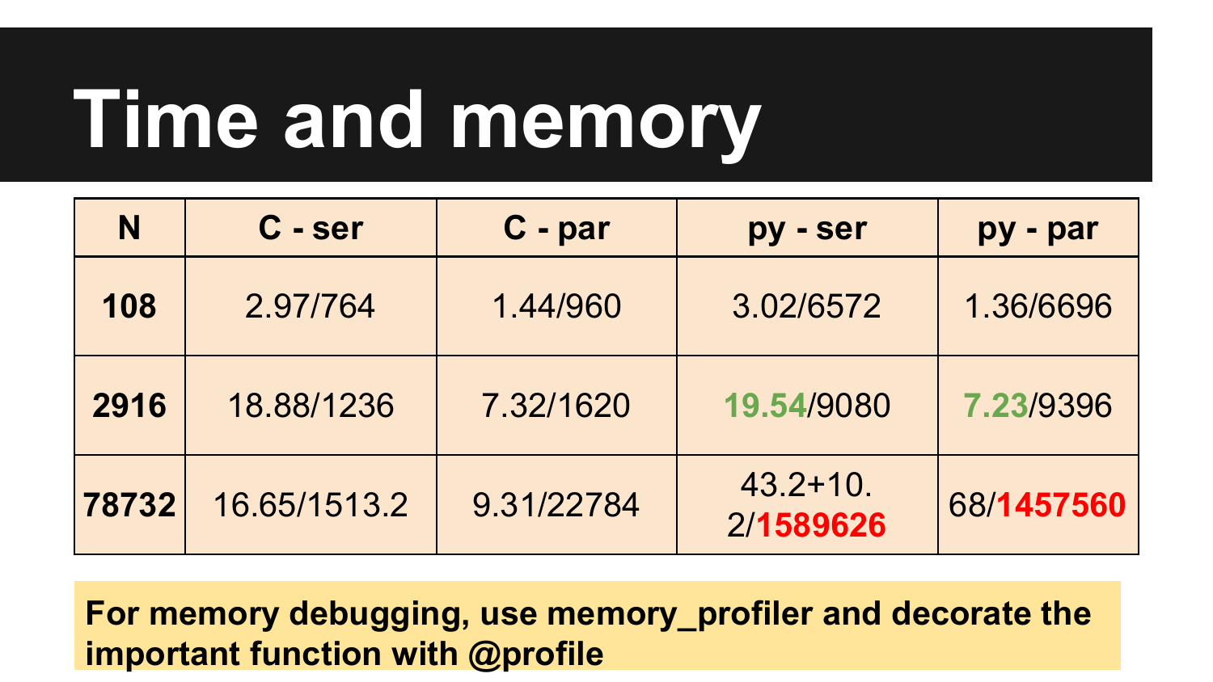# Time and memory

| N | C - ser | C - par | py - ser | py - par |
|---|---|---|---|---|
| **108** | 2.97/764 | 1.44/960 | 3.02/6572 | 1.36/6696 |
| **2916** | 18.88/1236 | 7.32/1620 | 19.54/9080 | 7.23/9396 |
| **78732** | 16.65/1513.2 | 9.31/22784 | 43.2+10.2/1589626 | 68/1457560 |

**For memory debugging, use memory_profiler and decorate the important function with @profile**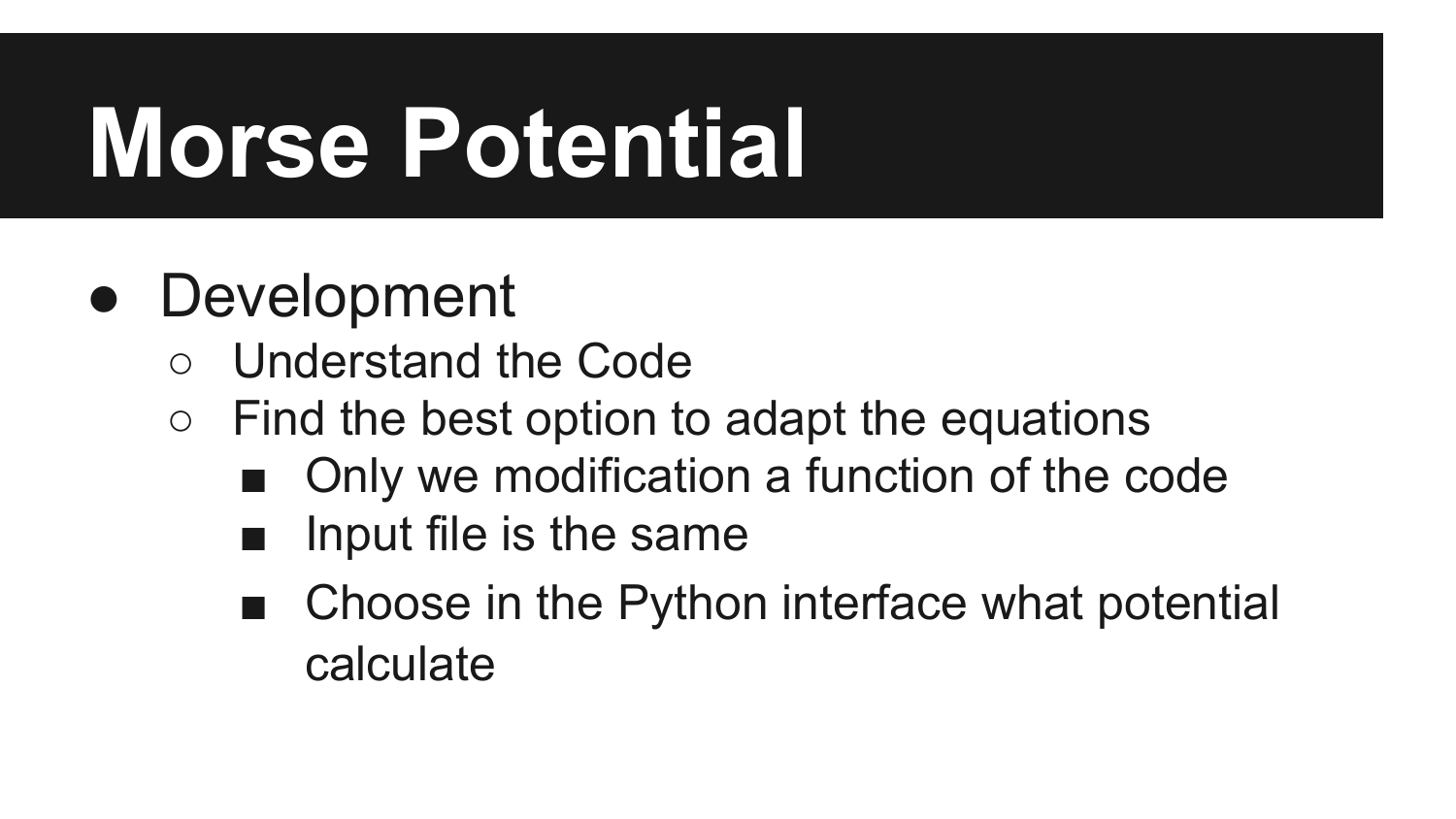# Morse Potential

- Development
  - Understand the Code
  - Find the best option to adapt the equations
    - Only we modification a function of the code
    - Input file is the same
    - Choose in the Python interface what potential calculate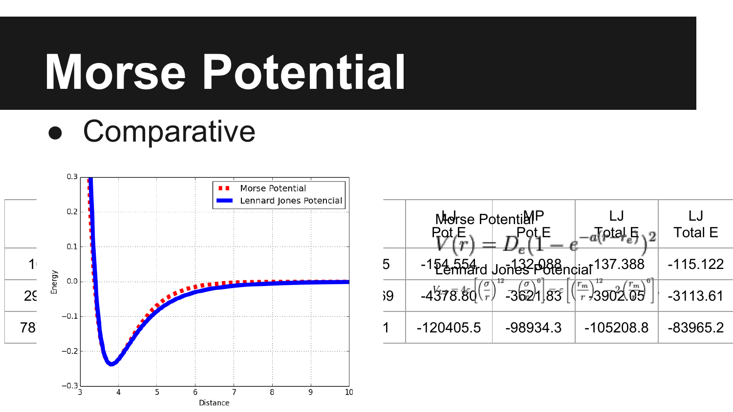# Morse Potential

- Comparative

Morse Potential

$$V(r) = D_e(1 - e^{-a(r - r_e)})^2$$

Lennard Jones Potencial

$$V_{LJ} = 4\epsilon\left[\left(\frac{\sigma}{r}\right)^{12} - \left(\frac{\sigma}{r}\right)^{6}\right] = \epsilon\left[\left(\frac{r_m}{r}\right)^{12} - 2\left(\frac{r_m}{r}\right)^{6}\right]$$

| | | LJ Pot E | MP Pot E | LJ Total E | LJ Total E |
|---|---|---|---|---|---|
| 1( | 5 | -154.554 | -132.088 | -137.388 | -115.122 |
| 29 | 59 | -4378.80 | -3621.83 | -3902.05 | -3113.61 |
| 78 | 1 | -120405.5 | -98934.3 | -105208.8 | -83965.2 |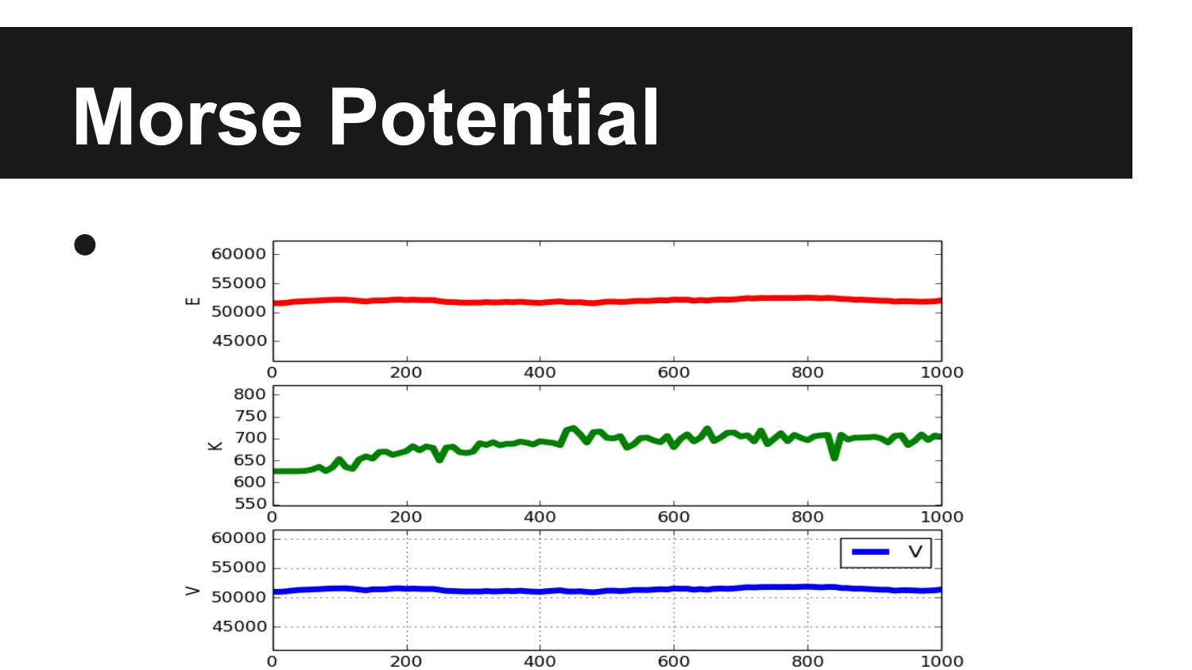# Morse Potential

-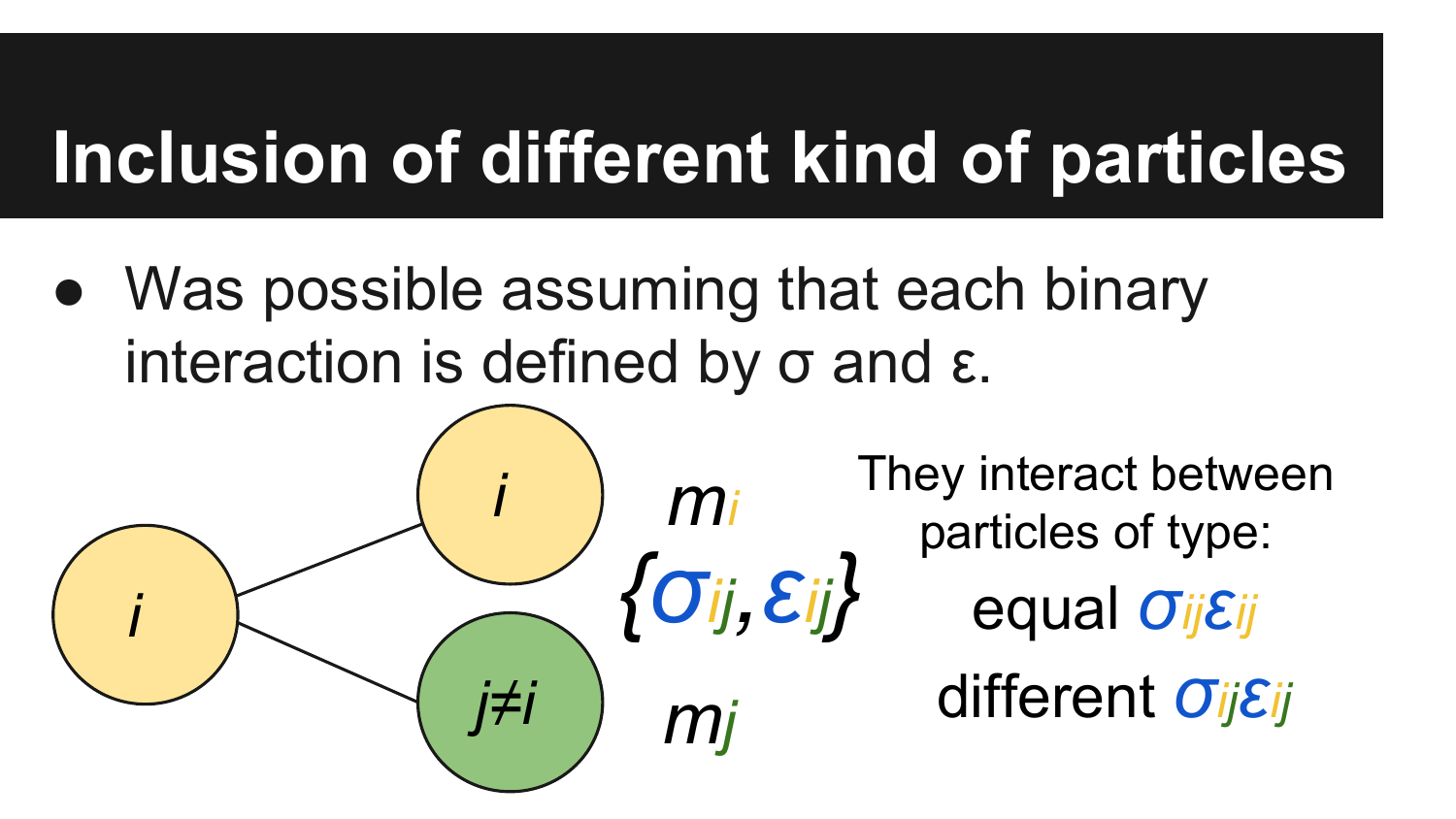# Inclusion of different kind of particles

- Was possible assuming that each binary interaction is defined by σ and ε.

$i$

$i$ — $m_i$

$\{\sigma_{ij}, \varepsilon_{ij}\}$

$j \neq i$ — $m_j$

They interact between particles of type:

equal $\sigma_{ij}\varepsilon_{ij}$

different $\sigma_{ij}\varepsilon_{ij}$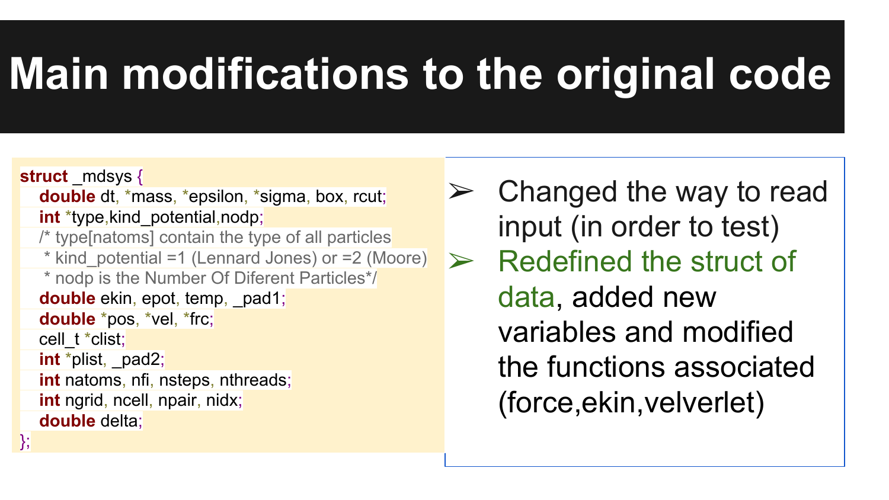# Main modifications to the original code

```c
struct _mdsys {
    double dt, *mass, *epsilon, *sigma, box, rcut;
    int *type,kind_potential,nodp;
    /* type[natoms] contain the type of all particles
     * kind_potential =1 (Lennard Jones) or =2 (Moore)
     * nodp is the Number Of Diferent Particles*/
    double ekin, epot, temp, _pad1;
    double *pos, *vel, *frc;
    cell_t *clist;
    int *plist, _pad2;
    int natoms, nfi, nsteps, nthreads;
    int ngrid, ncell, npair, nidx;
    double delta;
};
```

- Changed the way to read input (in order to test)
- Redefined the struct of data, added new variables and modified the functions associated (force,ekin,velverlet)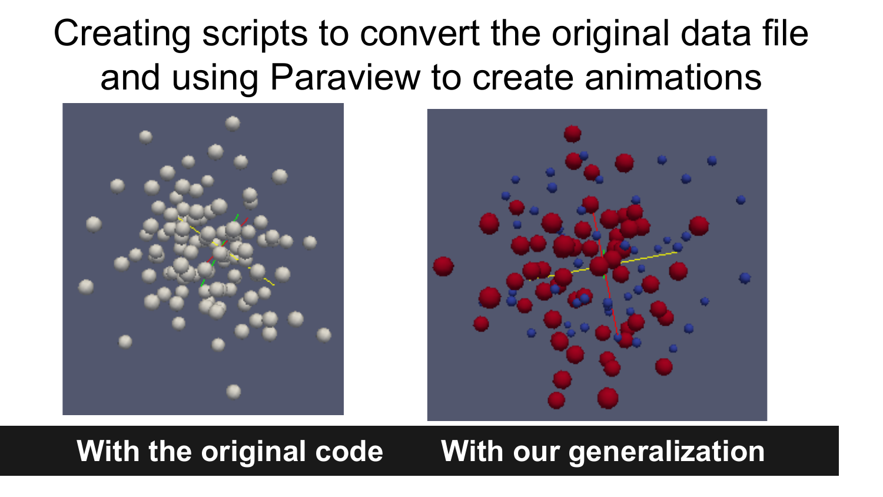# Creating scripts to convert the original data file and using Paraview to create animations

**With the original code** | **With our generalization**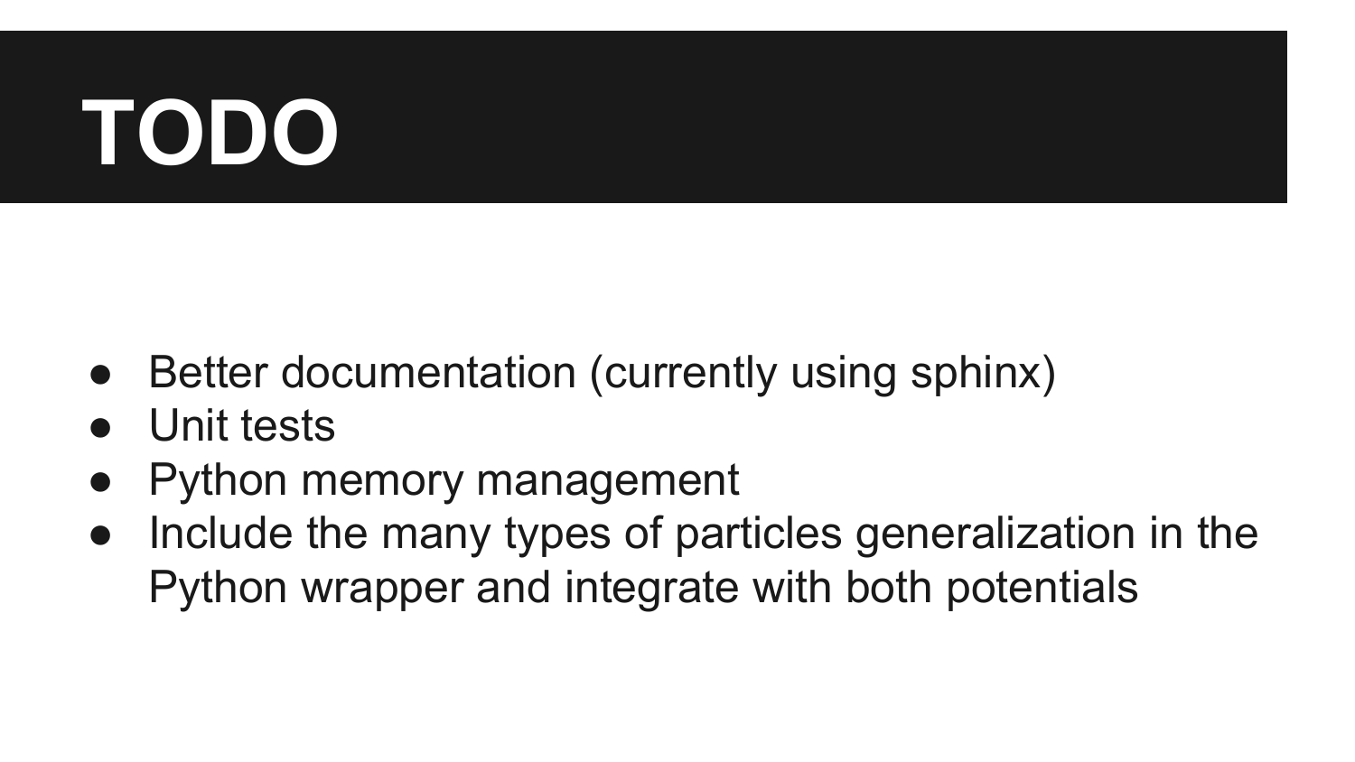# TODO

- Better documentation (currently using sphinx)
- Unit tests
- Python memory management
- Include the many types of particles generalization in the Python wrapper and integrate with both potentials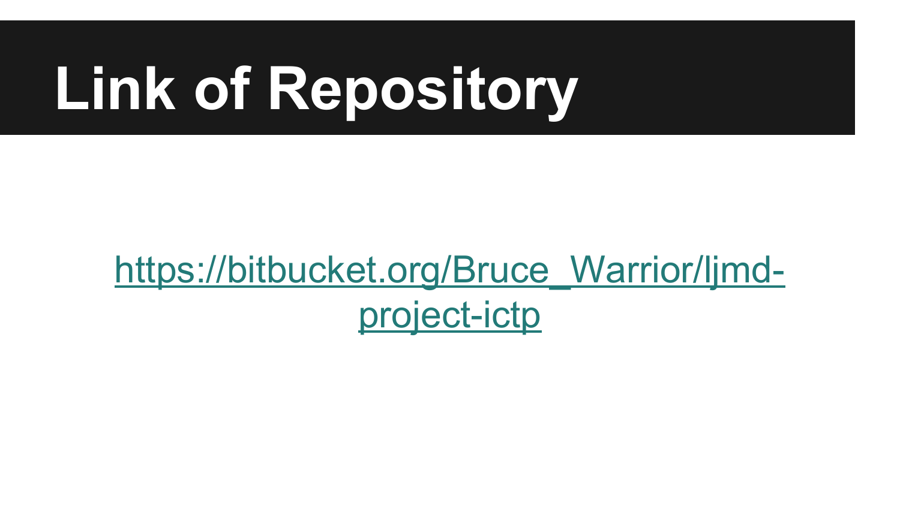# Link of Repository

https://bitbucket.org/Bruce_Warrior/ljmd-project-ictp